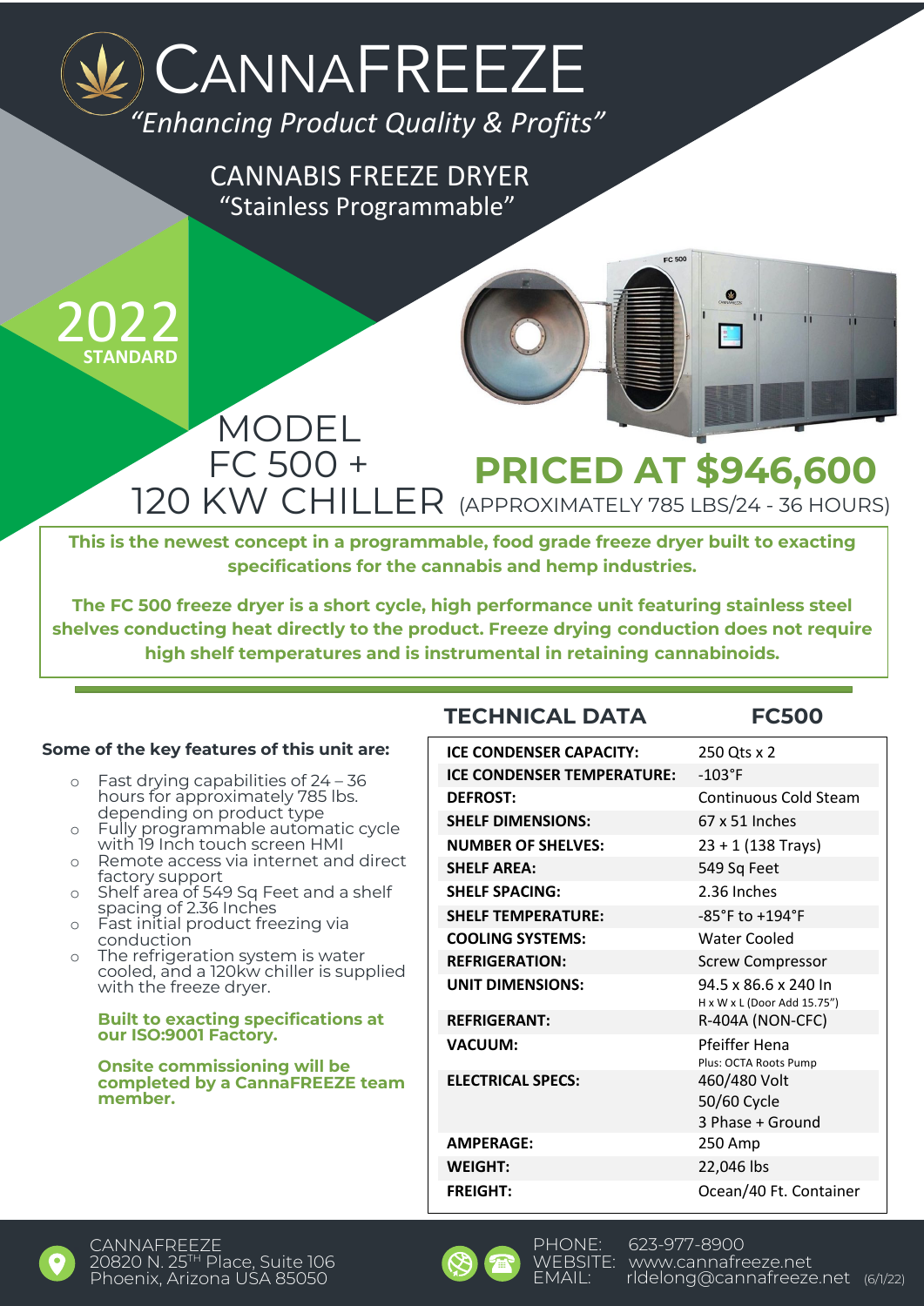# CANNAFREEZE

*"Enhancing Product Quality & Profits"*

CANNABIS FREEZE DRYER
"Stainless Programmable"

2022 STANDARD

## MODEL FC 500 + 120 KW CHILLER

## PRICED AT $946,600

(APPROXIMATELY 785 LBS/24 - 36 HOURS)

**This is the newest concept in a programmable, food grade freeze dryer built to exacting specifications for the cannabis and hemp industries.**

**The FC 500 freeze dryer is a short cycle, high performance unit featuring stainless steel shelves conducting heat directly to the product. Freeze drying conduction does not require high shelf temperatures and is instrumental in retaining cannabinoids.**

**Some of the key features of this unit are:**

- Fast drying capabilities of 24 – 36 hours for approximately 785 lbs. depending on product type
- Fully programmable automatic cycle with 19 Inch touch screen HMI
- Remote access via internet and direct factory support
- Shelf area of 549 Sq Feet and a shelf spacing of 2.36 Inches
- Fast initial product freezing via conduction
- The refrigeration system is water cooled, and a 120kw chiller is supplied with the freeze dryer.

**Built to exacting specifications at our ISO:9001 Factory.**

**Onsite commissioning will be completed by a CannaFREEZE team member.**

| TECHNICAL DATA | FC500 |
|---|---|
| ICE CONDENSER CAPACITY: | 250 Qts x 2 |
| ICE CONDENSER TEMPERATURE: | -103°F |
| DEFROST: | Continuous Cold Steam |
| SHELF DIMENSIONS: | 67 x 51 Inches |
| NUMBER OF SHELVES: | 23 + 1 (138 Trays) |
| SHELF AREA: | 549 Sq Feet |
| SHELF SPACING: | 2.36 Inches |
| SHELF TEMPERATURE: | -85°F to +194°F |
| COOLING SYSTEMS: | Water Cooled |
| REFRIGERATION: | Screw Compressor |
| UNIT DIMENSIONS: | 94.5 x 86.6 x 240 In<br>H x W x L (Door Add 15.75") |
| REFRIGERANT: | R-404A (NON-CFC) |
| VACUUM: | Pfeiffer Hena<br>Plus: OCTA Roots Pump |
| ELECTRICAL SPECS: | 460/480 Volt<br>50/60 Cycle<br>3 Phase + Ground |
| AMPERAGE: | 250 Amp |
| WEIGHT: | 22,046 lbs |
| FREIGHT: | Ocean/40 Ft. Container |

CANNAFREEZE
20820 N. 25TH Place, Suite 106
Phoenix, Arizona USA 85050

PHONE: 623-977-8900
WEBSITE: www.cannafreeze.net
EMAIL: rldelong@cannafreeze.net (6/1/22)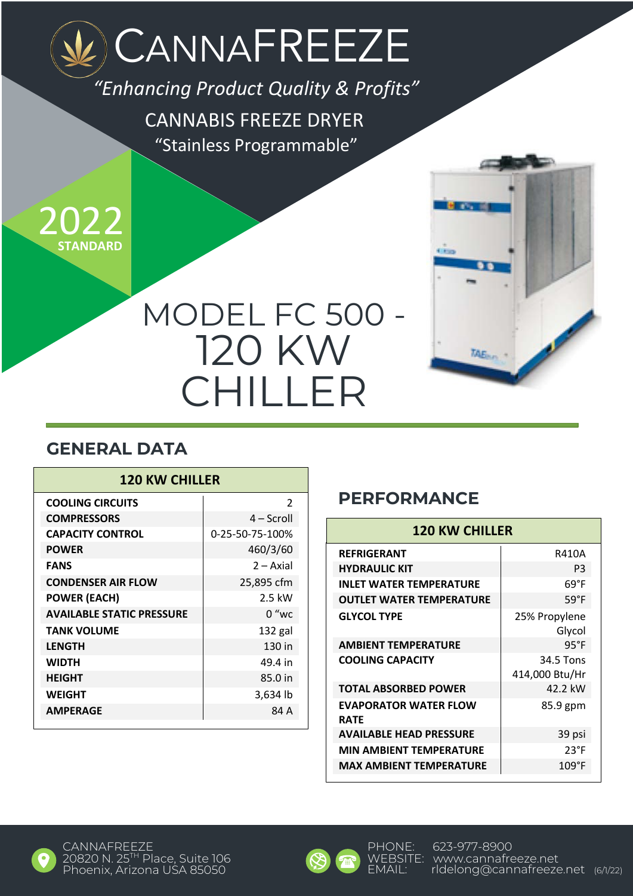# CANNAFREEZE

*"Enhancing Product Quality & Profits"*

CANNABIS FREEZE DRYER

"Stainless Programmable"

2022 STANDARD

# MODEL FC 500 - 120 KW CHILLER

## GENERAL DATA

| 120 KW CHILLER | |
|---|---|
| **COOLING CIRCUITS** | 2 |
| **COMPRESSORS** | 4 – Scroll |
| **CAPACITY CONTROL** | 0-25-50-75-100% |
| **POWER** | 460/3/60 |
| **FANS** | 2 – Axial |
| **CONDENSER AIR FLOW** | 25,895 cfm |
| **POWER (EACH)** | 2.5 kW |
| **AVAILABLE STATIC PRESSURE** | 0 "wc |
| **TANK VOLUME** | 132 gal |
| **LENGTH** | 130 in |
| **WIDTH** | 49.4 in |
| **HEIGHT** | 85.0 in |
| **WEIGHT** | 3,634 lb |
| **AMPERAGE** | 84 A |

## PERFORMANCE

| 120 KW CHILLER | |
|---|---|
| **REFRIGERANT** | R410A |
| **HYDRAULIC KIT** | P3 |
| **INLET WATER TEMPERATURE** | 69°F |
| **OUTLET WATER TEMPERATURE** | 59°F |
| **GLYCOL TYPE** | 25% Propylene Glycol |
| **AMBIENT TEMPERATURE** | 95°F |
| **COOLING CAPACITY** | 34.5 Tons 414,000 Btu/Hr |
| **TOTAL ABSORBED POWER** | 42.2 kW |
| **EVAPORATOR WATER FLOW RATE** | 85.9 gpm |
| **AVAILABLE HEAD PRESSURE** | 39 psi |
| **MIN AMBIENT TEMPERATURE** | 23°F |
| **MAX AMBIENT TEMPERATURE** | 109°F |

CANNAFREEZE
20820 N. 25TH Place, Suite 106
Phoenix, Arizona USA 85050

PHONE: 623-977-8900
WEBSITE: www.cannafreeze.net
EMAIL: rldelong@cannafreeze.net (6/1/22)